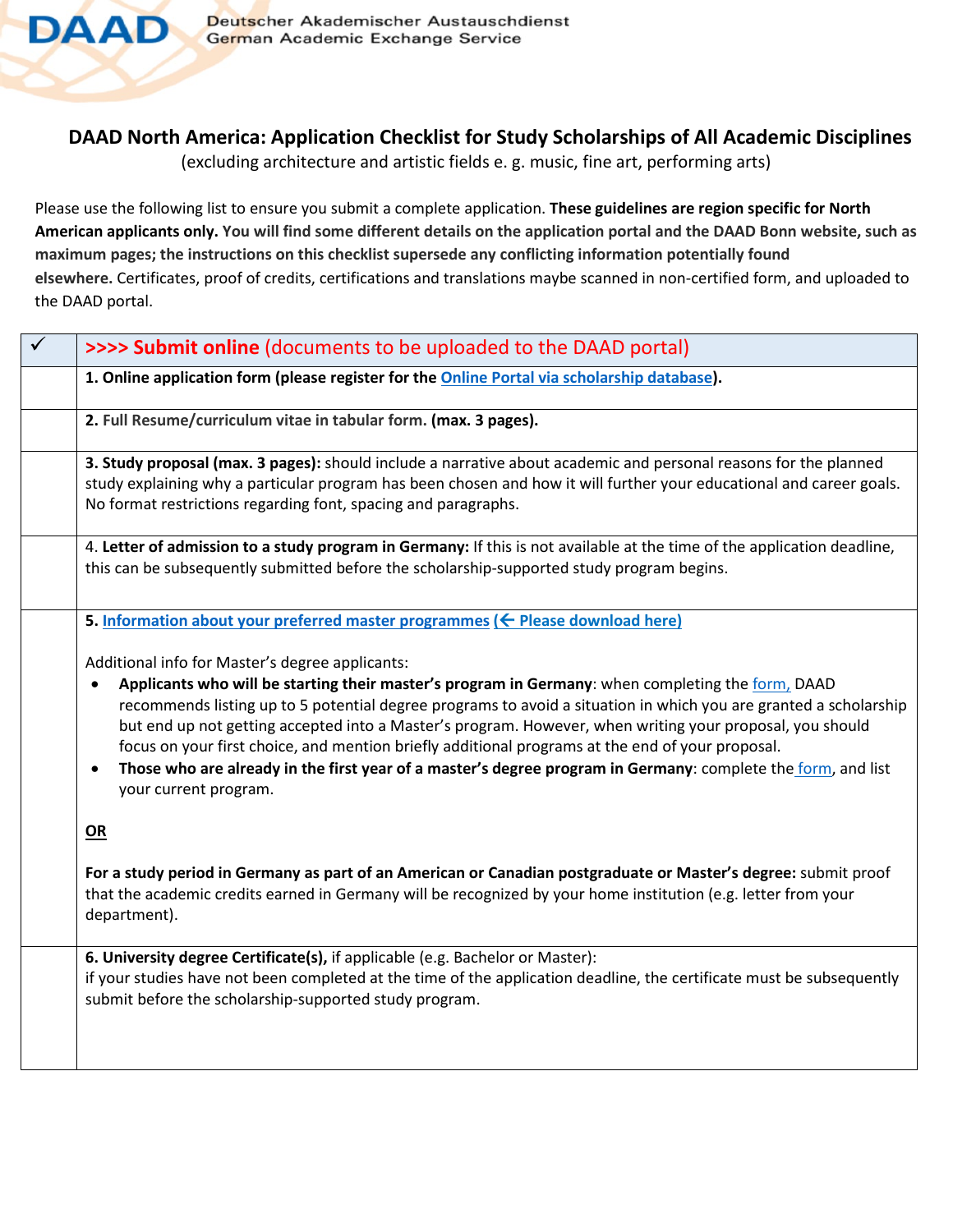DAADDeutscher Akademischer Austauschdienst
German Academic Exchange Service

# DAAD North America: Application Checklist for Study Scholarships of All Academic Disciplines

(excluding architecture and artistic fields e. g. music, fine art, performing arts)

Please use the following list to ensure you submit a complete application. **These guidelines are region specific for North American applicants only. You will find some different details on the application portal and the DAAD Bonn website, such as maximum pages; the instructions on this checklist supersede any conflicting information potentially found elsewhere.** Certificates, proof of credits, certifications and translations maybe scanned in non-certified form, and uploaded to the DAAD portal.

| ✓ | **>>>> Submit online** (documents to be uploaded to the DAAD portal) |
|---|---|
| | **1. Online application form (please register for the Online Portal via scholarship database).** |
| | **2. Full Resume/curriculum vitae in tabular form. (max. 3 pages).** |
| | **3. Study proposal (max. 3 pages):** should include a narrative about academic and personal reasons for the planned study explaining why a particular program has been chosen and how it will further your educational and career goals. No format restrictions regarding font, spacing and paragraphs. |
| | 4. **Letter of admission to a study program in Germany:** If this is not available at the time of the application deadline, this can be subsequently submitted before the scholarship-supported study program begins. |
| | **5. Information about your preferred master programmes (← Please download here)**<br><br>Additional info for Master's degree applicants:<br>• **Applicants who will be starting their master's program in Germany**: when completing the form, DAAD recommends listing up to 5 potential degree programs to avoid a situation in which you are granted a scholarship but end up not getting accepted into a Master's program. However, when writing your proposal, you should focus on your first choice, and mention briefly additional programs at the end of your proposal.<br>• **Those who are already in the first year of a master's degree program in Germany**: complete the form, and list your current program.<br><br>**OR**<br><br>**For a study period in Germany as part of an American or Canadian postgraduate or Master's degree:** submit proof that the academic credits earned in Germany will be recognized by your home institution (e.g. letter from your department). |
| | **6. University degree Certificate(s),** if applicable (e.g. Bachelor or Master):<br>if your studies have not been completed at the time of the application deadline, the certificate must be subsequently submit before the scholarship-supported study program. |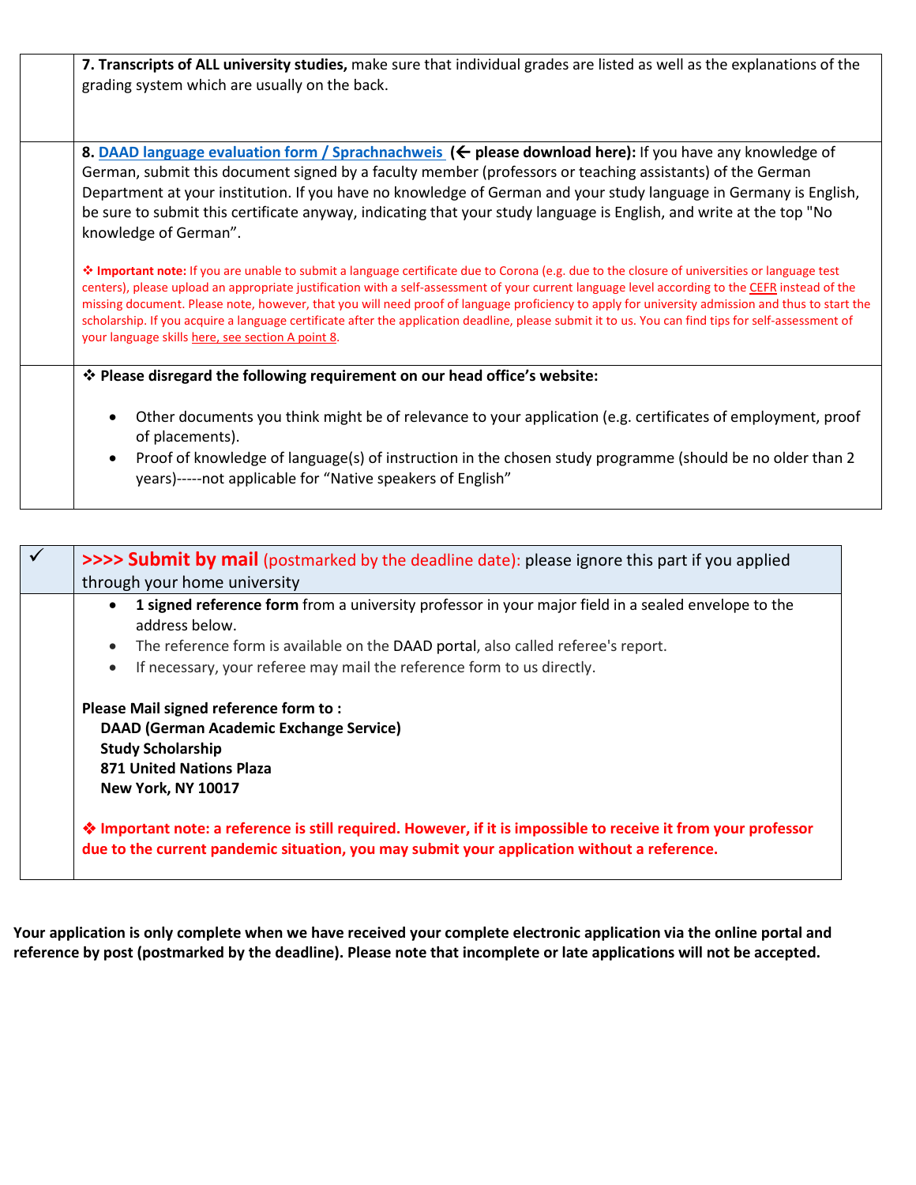| | |
|---|---|
| | **7. Transcripts of ALL university studies,** make sure that individual grades are listed as well as the explanations of the grading system which are usually on the back. |
| | **8. DAAD language evaluation form / Sprachnachweis (← please download here):** If you have any knowledge of German, submit this document signed by a faculty member (professors or teaching assistants) of the German Department at your institution. If you have no knowledge of German and your study language in Germany is English, be sure to submit this certificate anyway, indicating that your study language is English, and write at the top "No knowledge of German".<br><br>❖ **Important note:** If you are unable to submit a language certificate due to Corona (e.g. due to the closure of universities or language test centers), please upload an appropriate justification with a self-assessment of your current language level according to the CEFR instead of the missing document. Please note, however, that you will need proof of language proficiency to apply for university admission and thus to start the scholarship. If you acquire a language certificate after the application deadline, please submit it to us. You can find tips for self-assessment of your language skills here, see section A point 8. |
| | ❖ **Please disregard the following requirement on our head office's website:**<br><br>• Other documents you think might be of relevance to your application (e.g. certificates of employment, proof of placements).<br>• Proof of knowledge of language(s) of instruction in the chosen study programme (should be no older than 2 years)-----not applicable for "Native speakers of English" |

| ✓ | **>>>> Submit by mail** (postmarked by the deadline date): please ignore this part if you applied through your home university |
|---|---|
| | • **1 signed reference form** from a university professor in your major field in a sealed envelope to the address below.<br>• The reference form is available on the DAAD portal, also called referee's report.<br>• If necessary, your referee may mail the reference form to us directly.<br><br>**Please Mail signed reference form to :**<br>**DAAD (German Academic Exchange Service)**<br>**Study Scholarship**<br>**871 United Nations Plaza**<br>**New York, NY 10017**<br><br>❖ **Important note: a reference is still required. However, if it is impossible to receive it from your professor due to the current pandemic situation, you may submit your application without a reference.** |

**Your application is only complete when we have received your complete electronic application via the online portal and reference by post (postmarked by the deadline). Please note that incomplete or late applications will not be accepted.**